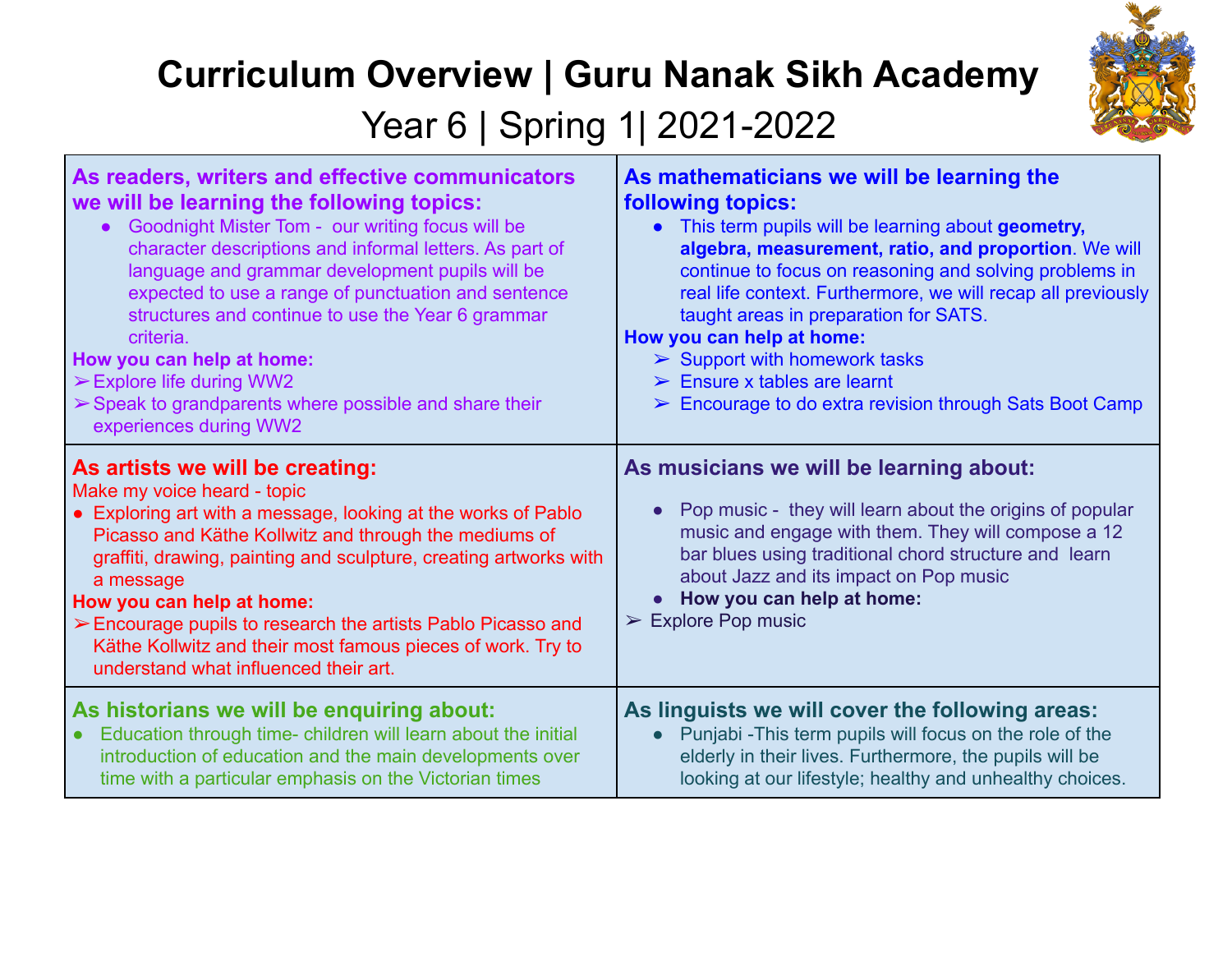# Curriculum Overview | Guru Nanak Sikh Academy

## Year 6 | Spring 1| 2021-2022

### As readers, writers and effective communicators we will be learning the following topics:

- Goodnight Mister Tom - our writing focus will be character descriptions and informal letters. As part of language and grammar development pupils will be expected to use a range of punctuation and sentence structures and continue to use the Year 6 grammar criteria.

**How you can help at home:**

- ➢ Explore life during WW2
- ➢ Speak to grandparents where possible and share their experiences during WW2

### As mathematicians we will be learning the following topics:

- This term pupils will be learning about **geometry, algebra, measurement, ratio, and proportion**. We will continue to focus on reasoning and solving problems in real life context. Furthermore, we will recap all previously taught areas in preparation for SATS.

**How you can help at home:**

- ➢ Support with homework tasks
- ➢ Ensure x tables are learnt
- ➢ Encourage to do extra revision through Sats Boot Camp

### As artists we will be creating:

Make my voice heard - topic

- Exploring art with a message, looking at the works of Pablo Picasso and Käthe Kollwitz and through the mediums of graffiti, drawing, painting and sculpture, creating artworks with a message

**How you can help at home:**

- ➢ Encourage pupils to research the artists Pablo Picasso and Käthe Kollwitz and their most famous pieces of work. Try to understand what influenced their art.

### As musicians we will be learning about:

- Pop music - they will learn about the origins of popular music and engage with them. They will compose a 12 bar blues using traditional chord structure and learn about Jazz and its impact on Pop music
- **How you can help at home:**

- ➢ Explore Pop music

### As historians we will be enquiring about:

- Education through time- children will learn about the initial introduction of education and the main developments over time with a particular emphasis on the Victorian times

### As linguists we will cover the following areas:

- Punjabi -This term pupils will focus on the role of the elderly in their lives. Furthermore, the pupils will be looking at our lifestyle; healthy and unhealthy choices.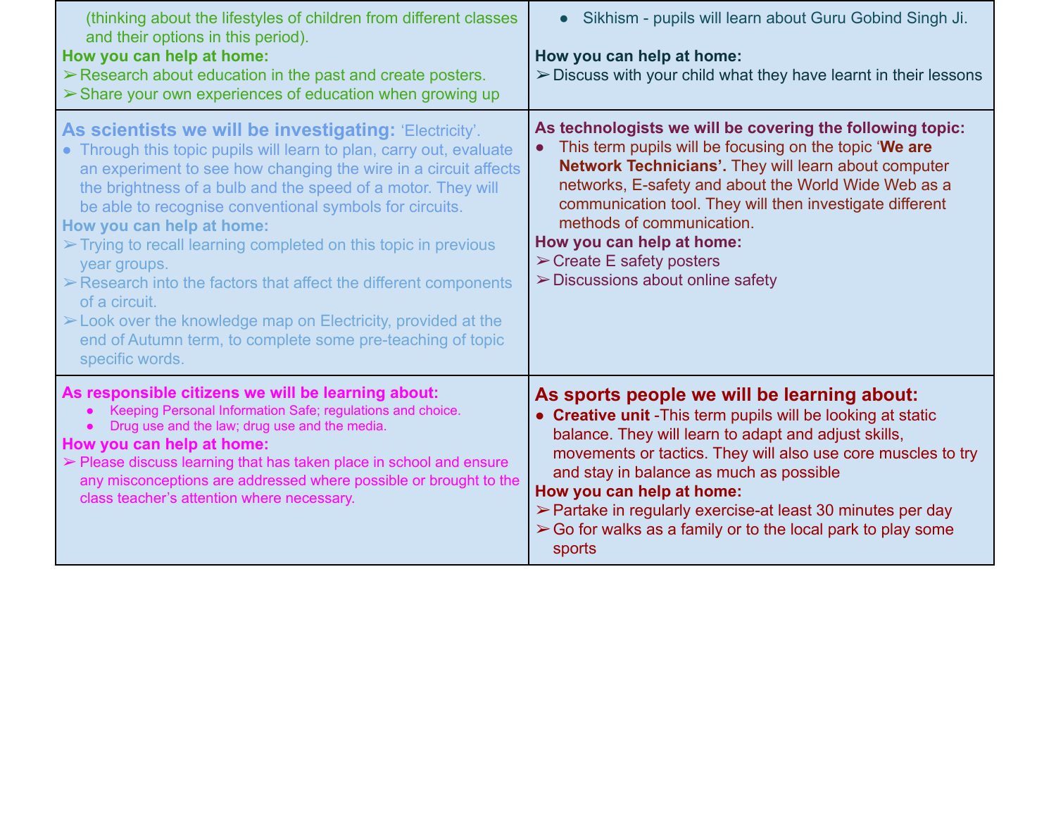(thinking about the lifestyles of children from different classes and their options in this period).

**How you can help at home:**

- Research about education in the past and create posters.
- Share your own experiences of education when growing up

- Sikhism - pupils will learn about Guru Gobind Singh Ji.

**How you can help at home:**

- Discuss with your child what they have learnt in their lessons

**As scientists we will be investigating:** 'Electricity'.

- Through this topic pupils will learn to plan, carry out, evaluate an experiment to see how changing the wire in a circuit affects the brightness of a bulb and the speed of a motor. They will be able to recognise conventional symbols for circuits.

**How you can help at home:**

- Trying to recall learning completed on this topic in previous year groups.
- Research into the factors that affect the different components of a circuit.
- Look over the knowledge map on Electricity, provided at the end of Autumn term, to complete some pre-teaching of topic specific words.

**As technologists we will be covering the following topic:**

- This term pupils will be focusing on the topic '**We are Network Technicians'.** They will learn about computer networks, E-safety and about the World Wide Web as a communication tool. They will then investigate different methods of communication.

**How you can help at home:**

- Create E safety posters
- Discussions about online safety

**As responsible citizens we will be learning about:**

- Keeping Personal Information Safe; regulations and choice.
- Drug use and the law; drug use and the media.

**How you can help at home:**

- Please discuss learning that has taken place in school and ensure any misconceptions are addressed where possible or brought to the class teacher's attention where necessary.

**As sports people we will be learning about:**

- **Creative unit** -This term pupils will be looking at static balance. They will learn to adapt and adjust skills, movements or tactics. They will also use core muscles to try and stay in balance as much as possible

**How you can help at home:**

- Partake in regularly exercise-at least 30 minutes per day
- Go for walks as a family or to the local park to play some sports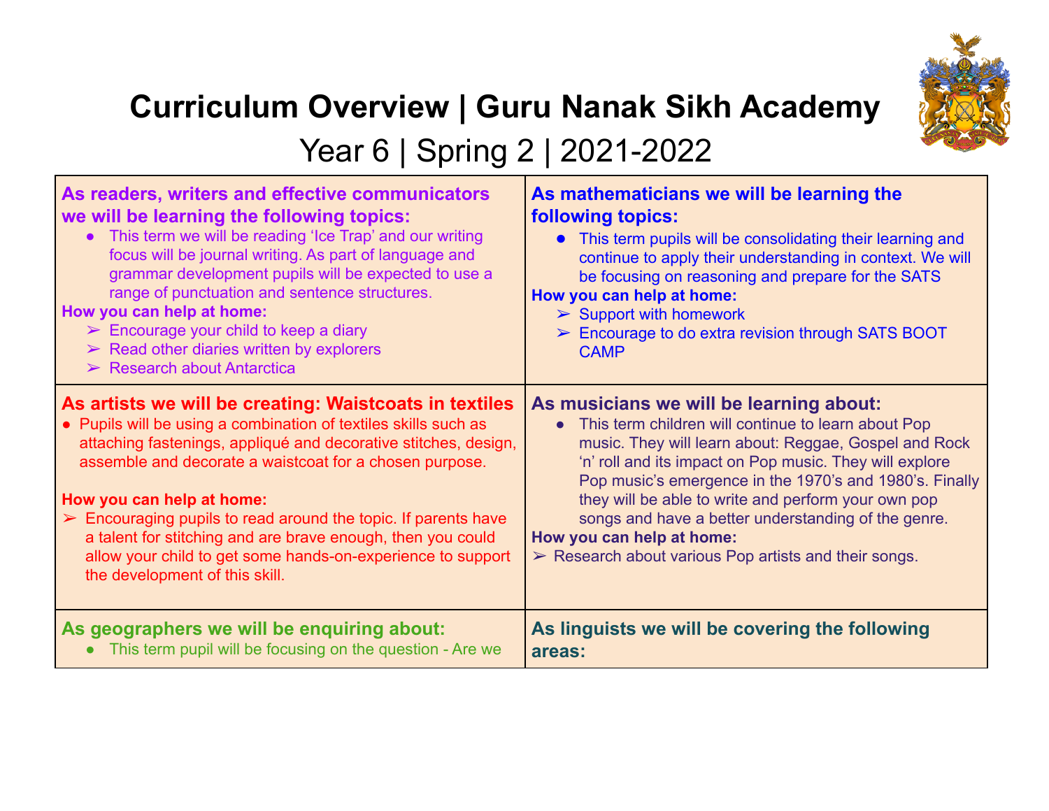# Curriculum Overview | Guru Nanak Sikh Academy

## Year 6 | Spring 2 | 2021-2022

**As readers, writers and effective communicators we will be learning the following topics:**

- This term we will be reading 'Ice Trap' and our writing focus will be journal writing. As part of language and grammar development pupils will be expected to use a range of punctuation and sentence structures.

**How you can help at home:**

- Encourage your child to keep a diary
- Read other diaries written by explorers
- Research about Antarctica

**As mathematicians we will be learning the following topics:**

- This term pupils will be consolidating their learning and continue to apply their understanding in context. We will be focusing on reasoning and prepare for the SATS

**How you can help at home:**

- Support with homework
- Encourage to do extra revision through SATS BOOT CAMP

**As artists we will be creating: Waistcoats in textiles**

- Pupils will be using a combination of textiles skills such as attaching fastenings, appliqué and decorative stitches, design, assemble and decorate a waistcoat for a chosen purpose.

**How you can help at home:**

- Encouraging pupils to read around the topic. If parents have a talent for stitching and are brave enough, then you could allow your child to get some hands-on-experience to support the development of this skill.

**As musicians we will be learning about:**

- This term children will continue to learn about Pop music. They will learn about: Reggae, Gospel and Rock 'n' roll and its impact on Pop music. They will explore Pop music's emergence in the 1970's and 1980's. Finally they will be able to write and perform your own pop songs and have a better understanding of the genre.

**How you can help at home:**

- Research about various Pop artists and their songs.

**As geographers we will be enquiring about:**

- This term pupil will be focusing on the question - Are we

**As linguists we will be covering the following areas:**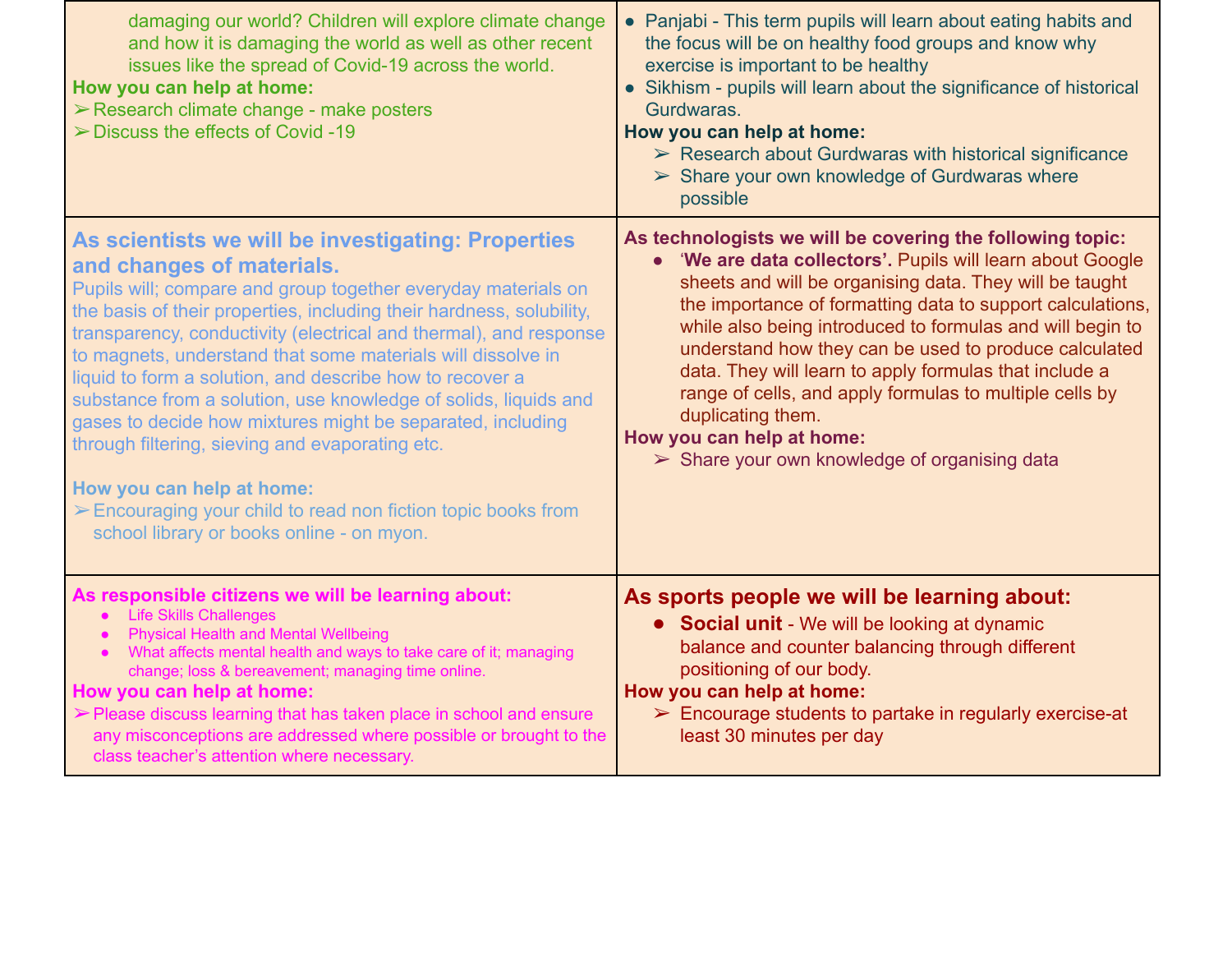damaging our world? Children will explore climate change and how it is damaging the world as well as other recent issues like the spread of Covid-19 across the world.

**How you can help at home:**

- ➢ Research climate change - make posters
- ➢ Discuss the effects of Covid -19

- Panjabi - This term pupils will learn about eating habits and the focus will be on healthy food groups and know why exercise is important to be healthy
- Sikhism - pupils will learn about the significance of historical Gurdwaras.

**How you can help at home:**

- ➢ Research about Gurdwaras with historical significance
- ➢ Share your own knowledge of Gurdwaras where possible

## As scientists we will be investigating: Properties and changes of materials.

Pupils will; compare and group together everyday materials on the basis of their properties, including their hardness, solubility, transparency, conductivity (electrical and thermal), and response to magnets, understand that some materials will dissolve in liquid to form a solution, and describe how to recover a substance from a solution, use knowledge of solids, liquids and gases to decide how mixtures might be separated, including through filtering, sieving and evaporating etc.

**How you can help at home:**

- ➢ Encouraging your child to read non fiction topic books from school library or books online - on myon.

**As technologists we will be covering the following topic:**

- **'We are data collectors'.** Pupils will learn about Google sheets and will be organising data. They will be taught the importance of formatting data to support calculations, while also being introduced to formulas and will begin to understand how they can be used to produce calculated data. They will learn to apply formulas that include a range of cells, and apply formulas to multiple cells by duplicating them.

**How you can help at home:**

- ➢ Share your own knowledge of organising data

**As responsible citizens we will be learning about:**

- Life Skills Challenges
- Physical Health and Mental Wellbeing
- What affects mental health and ways to take care of it; managing change; loss & bereavement; managing time online.

**How you can help at home:**

- ➢ Please discuss learning that has taken place in school and ensure any misconceptions are addressed where possible or brought to the class teacher's attention where necessary.

## As sports people we will be learning about:

- **Social unit** - We will be looking at dynamic balance and counter balancing through different positioning of our body.

**How you can help at home:**

- ➢ Encourage students to partake in regularly exercise-at least 30 minutes per day